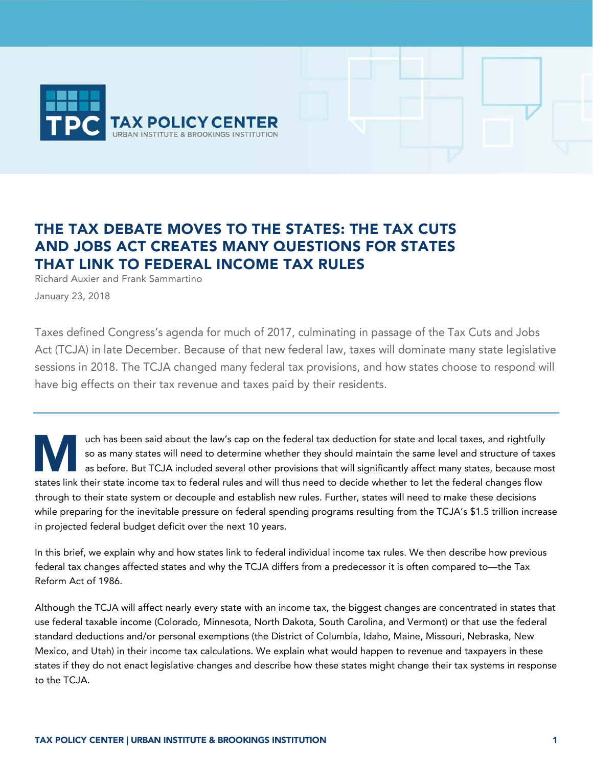# THE TAX DEBATE MOVES TO THE STATES: THE TAX CUTS AND JOBS ACT CREATES MANY QUESTIONS FOR STATES THAT LINK TO FEDERAL INCOME TAX RULES

Richard Auxier and Frank Sammartino

January 23, 2018

Taxes defined Congress's agenda for much of 2017, culminating in passage of the Tax Cuts and Jobs Act (TCJA) in late December. Because of that new federal law, taxes will dominate many state legislative sessions in 2018. The TCJA changed many federal tax provisions, and how states choose to respond will have big effects on their tax revenue and taxes paid by their residents.

---

Much has been said about the law's cap on the federal tax deduction for state and local taxes, and rightfully so as many states will need to determine whether they should maintain the same level and structure of taxes as before. But TCJA included several other provisions that will significantly affect many states, because most states link their state income tax to federal rules and will thus need to decide whether to let the federal changes flow through to their state system or decouple and establish new rules. Further, states will need to make these decisions while preparing for the inevitable pressure on federal spending programs resulting from the TCJA's $1.5 trillion increase in projected federal budget deficit over the next 10 years.

In this brief, we explain why and how states link to federal individual income tax rules. We then describe how previous federal tax changes affected states and why the TCJA differs from a predecessor it is often compared to—the Tax Reform Act of 1986.

Although the TCJA will affect nearly every state with an income tax, the biggest changes are concentrated in states that use federal taxable income (Colorado, Minnesota, North Dakota, South Carolina, and Vermont) or that use the federal standard deductions and/or personal exemptions (the District of Columbia, Idaho, Maine, Missouri, Nebraska, New Mexico, and Utah) in their income tax calculations. We explain what would happen to revenue and taxpayers in these states if they do not enact legislative changes and describe how these states might change their tax systems in response to the TCJA.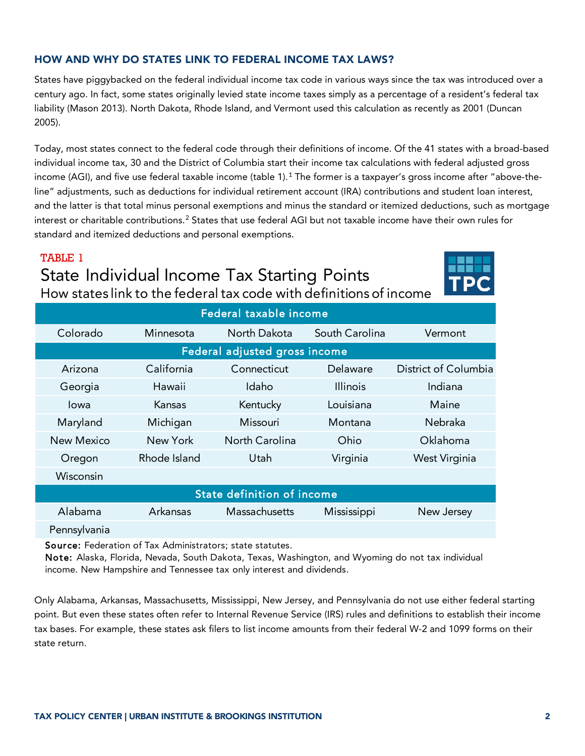## HOW AND WHY DO STATES LINK TO FEDERAL INCOME TAX LAWS?

States have piggybacked on the federal individual income tax code in various ways since the tax was introduced over a century ago. In fact, some states originally levied state income taxes simply as a percentage of a resident's federal tax liability (Mason 2013). North Dakota, Rhode Island, and Vermont used this calculation as recently as 2001 (Duncan 2005).

Today, most states connect to the federal code through their definitions of income. Of the 41 states with a broad-based individual income tax, 30 and the District of Columbia start their income tax calculations with federal adjusted gross income (AGI), and five use federal taxable income (table 1).[1] The former is a taxpayer's gross income after "above-the-line" adjustments, such as deductions for individual retirement account (IRA) contributions and student loan interest, and the latter is that total minus personal exemptions and minus the standard or itemized deductions, such as mortgage interest or charitable contributions.[2] States that use federal AGI but not taxable income have their own rules for standard and itemized deductions and personal exemptions.

TABLE 1

### State Individual Income Tax Starting Points

How states link to the federal tax code with definitions of income

| Federal taxable income | | | | |
|---|---|---|---|---|
| Colorado | Minnesota | North Dakota | South Carolina | Vermont |
| **Federal adjusted gross income** | | | | |
| Arizona | California | Connecticut | Delaware | District of Columbia |
| Georgia | Hawaii | Idaho | Illinois | Indiana |
| Iowa | Kansas | Kentucky | Louisiana | Maine |
| Maryland | Michigan | Missouri | Montana | Nebraka |
| New Mexico | New York | North Carolina | Ohio | Oklahoma |
| Oregon | Rhode Island | Utah | Virginia | West Virginia |
| Wisconsin | | | | |
| **State definition of income** | | | | |
| Alabama | Arkansas | Massachusetts | Mississippi | New Jersey |
| Pennsylvania | | | | |

**Source:** Federation of Tax Administrators; state statutes.
**Note:** Alaska, Florida, Nevada, South Dakota, Texas, Washington, and Wyoming do not tax individual income. New Hampshire and Tennessee tax only interest and dividends.

Only Alabama, Arkansas, Massachusetts, Mississippi, New Jersey, and Pennsylvania do not use either federal starting point. But even these states often refer to Internal Revenue Service (IRS) rules and definitions to establish their income tax bases. For example, these states ask filers to list income amounts from their federal W-2 and 1099 forms on their state return.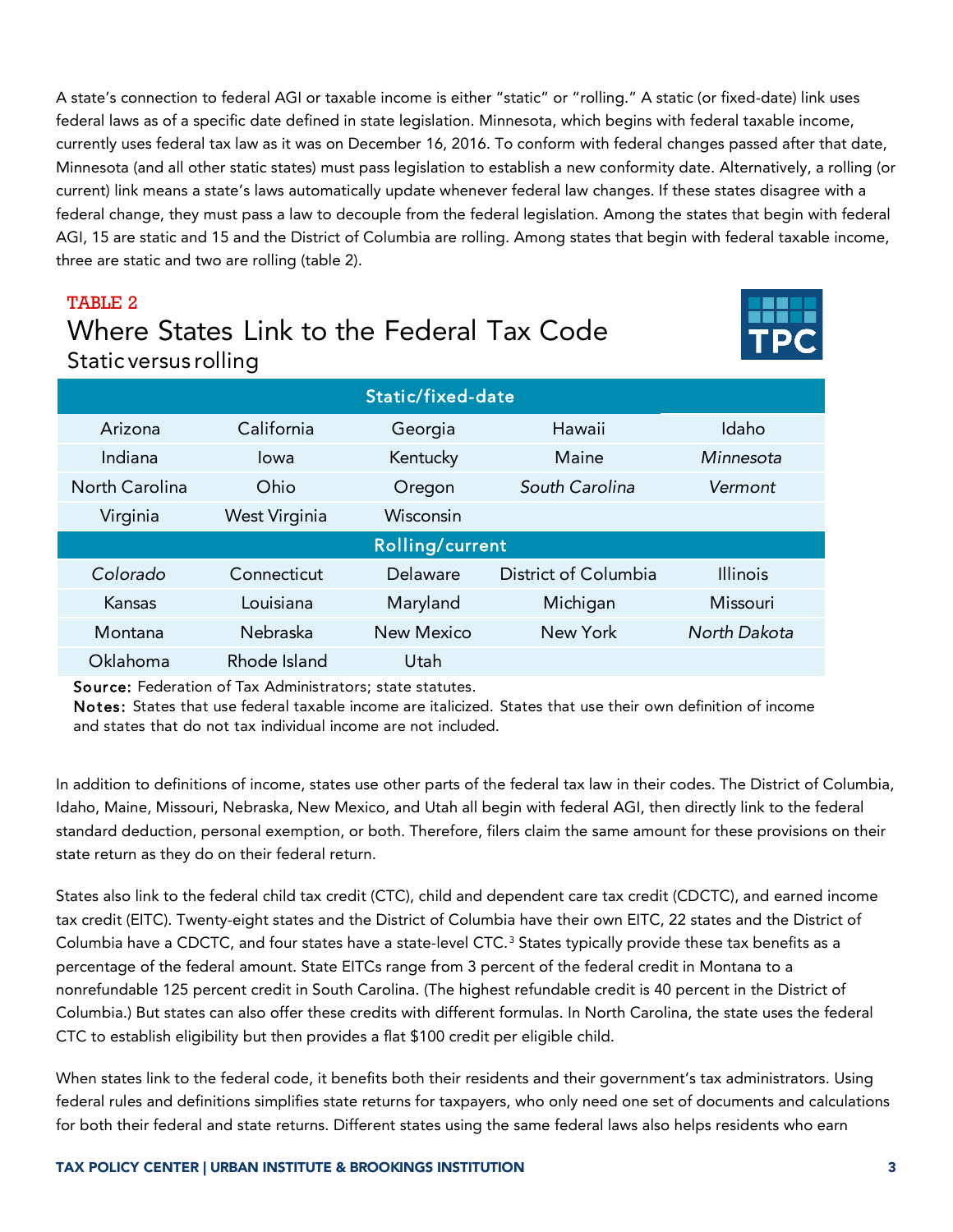A state's connection to federal AGI or taxable income is either "static" or "rolling." A static (or fixed-date) link uses federal laws as of a specific date defined in state legislation. Minnesota, which begins with federal taxable income, currently uses federal tax law as it was on December 16, 2016. To conform with federal changes passed after that date, Minnesota (and all other static states) must pass legislation to establish a new conformity date. Alternatively, a rolling (or current) link means a state's laws automatically update whenever federal law changes. If these states disagree with a federal change, they must pass a law to decouple from the federal legislation. Among the states that begin with federal AGI, 15 are static and 15 and the District of Columbia are rolling. Among states that begin with federal taxable income, three are static and two are rolling (table 2).

TABLE 2

## Where States Link to the Federal Tax Code

Static versus rolling

| Static/fixed-date | | | | |
|---|---|---|---|---|
| Arizona | California | Georgia | Hawaii | Idaho |
| Indiana | Iowa | Kentucky | Maine | *Minnesota* |
| North Carolina | Ohio | Oregon | *South Carolina* | *Vermont* |
| Virginia | West Virginia | Wisconsin | | |
| **Rolling/current** | | | | |
| *Colorado* | Connecticut | Delaware | District of Columbia | Illinois |
| Kansas | Louisiana | Maryland | Michigan | Missouri |
| Montana | Nebraska | New Mexico | New York | *North Dakota* |
| Oklahoma | Rhode Island | Utah | | |

**Source:** Federation of Tax Administrators; state statutes.
**Notes:** States that use federal taxable income are italicized. States that use their own definition of income and states that do not tax individual income are not included.

In addition to definitions of income, states use other parts of the federal tax law in their codes. The District of Columbia, Idaho, Maine, Missouri, Nebraska, New Mexico, and Utah all begin with federal AGI, then directly link to the federal standard deduction, personal exemption, or both. Therefore, filers claim the same amount for these provisions on their state return as they do on their federal return.

States also link to the federal child tax credit (CTC), child and dependent care tax credit (CDCTC), and earned income tax credit (EITC). Twenty-eight states and the District of Columbia have their own EITC, 22 states and the District of Columbia have a CDCTC, and four states have a state-level CTC.[3] States typically provide these tax benefits as a percentage of the federal amount. State EITCs range from 3 percent of the federal credit in Montana to a nonrefundable 125 percent credit in South Carolina. (The highest refundable credit is 40 percent in the District of Columbia.) But states can also offer these credits with different formulas. In North Carolina, the state uses the federal CTC to establish eligibility but then provides a flat $100 credit per eligible child.

When states link to the federal code, it benefits both their residents and their government's tax administrators. Using federal rules and definitions simplifies state returns for taxpayers, who only need one set of documents and calculations for both their federal and state returns. Different states using the same federal laws also helps residents who earn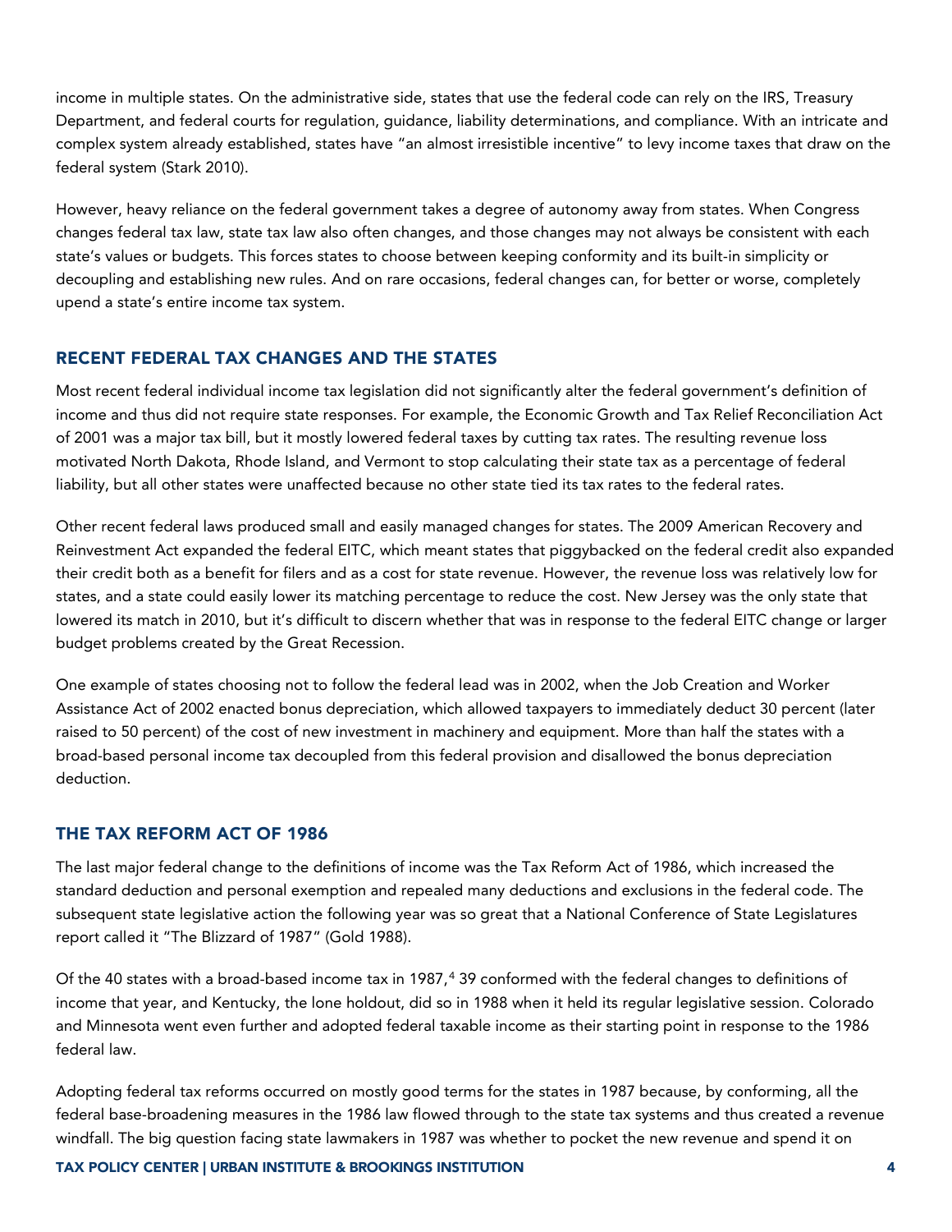income in multiple states. On the administrative side, states that use the federal code can rely on the IRS, Treasury Department, and federal courts for regulation, guidance, liability determinations, and compliance. With an intricate and complex system already established, states have "an almost irresistible incentive" to levy income taxes that draw on the federal system (Stark 2010).

However, heavy reliance on the federal government takes a degree of autonomy away from states. When Congress changes federal tax law, state tax law also often changes, and those changes may not always be consistent with each state's values or budgets. This forces states to choose between keeping conformity and its built-in simplicity or decoupling and establishing new rules. And on rare occasions, federal changes can, for better or worse, completely upend a state's entire income tax system.

## RECENT FEDERAL TAX CHANGES AND THE STATES

Most recent federal individual income tax legislation did not significantly alter the federal government's definition of income and thus did not require state responses. For example, the Economic Growth and Tax Relief Reconciliation Act of 2001 was a major tax bill, but it mostly lowered federal taxes by cutting tax rates. The resulting revenue loss motivated North Dakota, Rhode Island, and Vermont to stop calculating their state tax as a percentage of federal liability, but all other states were unaffected because no other state tied its tax rates to the federal rates.

Other recent federal laws produced small and easily managed changes for states. The 2009 American Recovery and Reinvestment Act expanded the federal EITC, which meant states that piggybacked on the federal credit also expanded their credit both as a benefit for filers and as a cost for state revenue. However, the revenue loss was relatively low for states, and a state could easily lower its matching percentage to reduce the cost. New Jersey was the only state that lowered its match in 2010, but it's difficult to discern whether that was in response to the federal EITC change or larger budget problems created by the Great Recession.

One example of states choosing not to follow the federal lead was in 2002, when the Job Creation and Worker Assistance Act of 2002 enacted bonus depreciation, which allowed taxpayers to immediately deduct 30 percent (later raised to 50 percent) of the cost of new investment in machinery and equipment. More than half the states with a broad-based personal income tax decoupled from this federal provision and disallowed the bonus depreciation deduction.

## THE TAX REFORM ACT OF 1986

The last major federal change to the definitions of income was the Tax Reform Act of 1986, which increased the standard deduction and personal exemption and repealed many deductions and exclusions in the federal code. The subsequent state legislative action the following year was so great that a National Conference of State Legislatures report called it "The Blizzard of 1987" (Gold 1988).

Of the 40 states with a broad-based income tax in 1987,[4] 39 conformed with the federal changes to definitions of income that year, and Kentucky, the lone holdout, did so in 1988 when it held its regular legislative session. Colorado and Minnesota went even further and adopted federal taxable income as their starting point in response to the 1986 federal law.

Adopting federal tax reforms occurred on mostly good terms for the states in 1987 because, by conforming, all the federal base-broadening measures in the 1986 law flowed through to the state tax systems and thus created a revenue windfall. The big question facing state lawmakers in 1987 was whether to pocket the new revenue and spend it on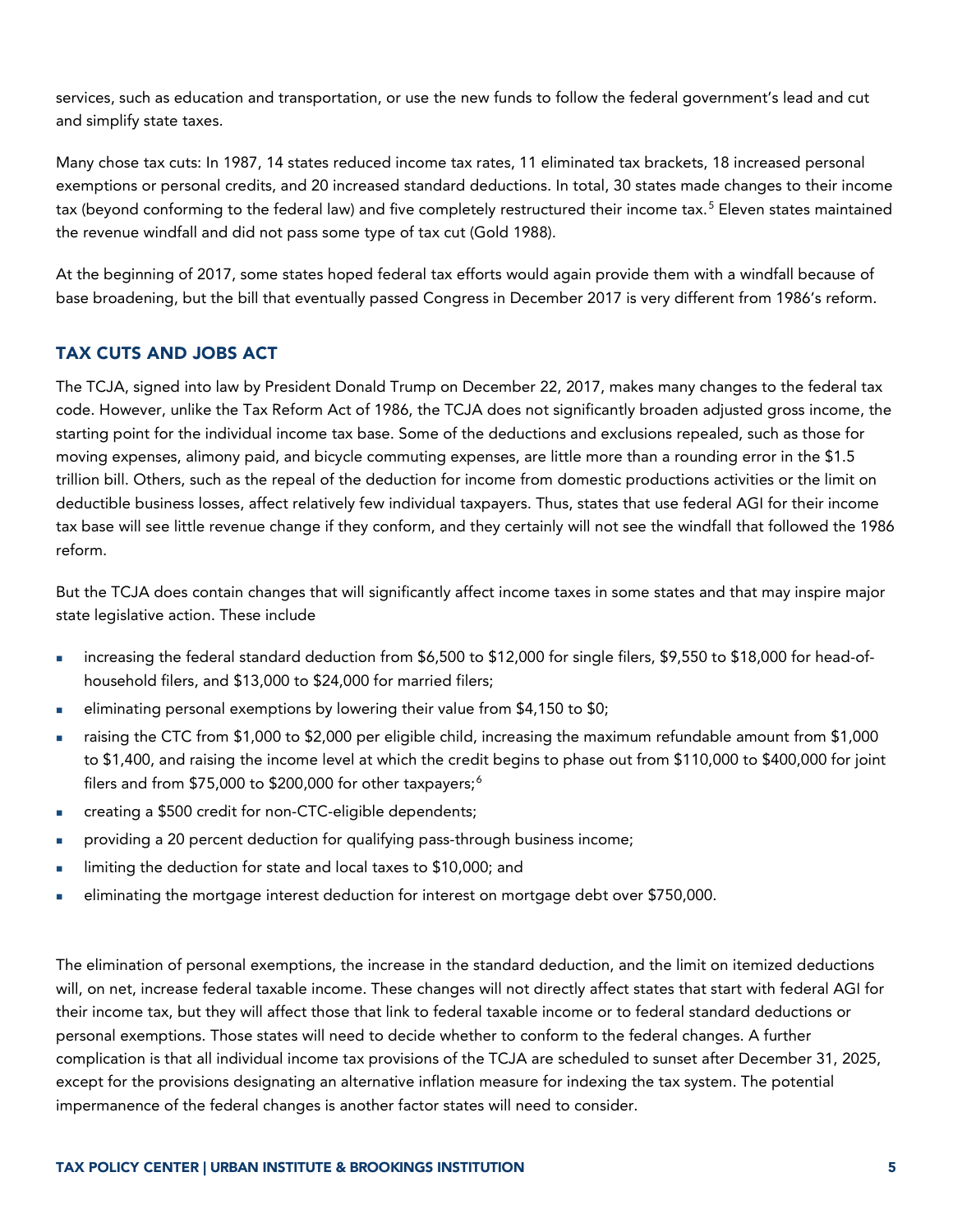services, such as education and transportation, or use the new funds to follow the federal government's lead and cut and simplify state taxes.

Many chose tax cuts: In 1987, 14 states reduced income tax rates, 11 eliminated tax brackets, 18 increased personal exemptions or personal credits, and 20 increased standard deductions. In total, 30 states made changes to their income tax (beyond conforming to the federal law) and five completely restructured their income tax.[5] Eleven states maintained the revenue windfall and did not pass some type of tax cut (Gold 1988).

At the beginning of 2017, some states hoped federal tax efforts would again provide them with a windfall because of base broadening, but the bill that eventually passed Congress in December 2017 is very different from 1986's reform.

## TAX CUTS AND JOBS ACT

The TCJA, signed into law by President Donald Trump on December 22, 2017, makes many changes to the federal tax code. However, unlike the Tax Reform Act of 1986, the TCJA does not significantly broaden adjusted gross income, the starting point for the individual income tax base. Some of the deductions and exclusions repealed, such as those for moving expenses, alimony paid, and bicycle commuting expenses, are little more than a rounding error in the $1.5 trillion bill. Others, such as the repeal of the deduction for income from domestic productions activities or the limit on deductible business losses, affect relatively few individual taxpayers. Thus, states that use federal AGI for their income tax base will see little revenue change if they conform, and they certainly will not see the windfall that followed the 1986 reform.

But the TCJA does contain changes that will significantly affect income taxes in some states and that may inspire major state legislative action. These include

- increasing the federal standard deduction from $6,500 to $12,000 for single filers, $9,550 to $18,000 for head-of-household filers, and $13,000 to $24,000 for married filers;
- eliminating personal exemptions by lowering their value from $4,150 to $0;
- raising the CTC from $1,000 to $2,000 per eligible child, increasing the maximum refundable amount from $1,000 to $1,400, and raising the income level at which the credit begins to phase out from $110,000 to $400,000 for joint filers and from $75,000 to $200,000 for other taxpayers;[6]
- creating a $500 credit for non-CTC-eligible dependents;
- providing a 20 percent deduction for qualifying pass-through business income;
- limiting the deduction for state and local taxes to $10,000; and
- eliminating the mortgage interest deduction for interest on mortgage debt over $750,000.

The elimination of personal exemptions, the increase in the standard deduction, and the limit on itemized deductions will, on net, increase federal taxable income. These changes will not directly affect states that start with federal AGI for their income tax, but they will affect those that link to federal taxable income or to federal standard deductions or personal exemptions. Those states will need to decide whether to conform to the federal changes. A further complication is that all individual income tax provisions of the TCJA are scheduled to sunset after December 31, 2025, except for the provisions designating an alternative inflation measure for indexing the tax system. The potential impermanence of the federal changes is another factor states will need to consider.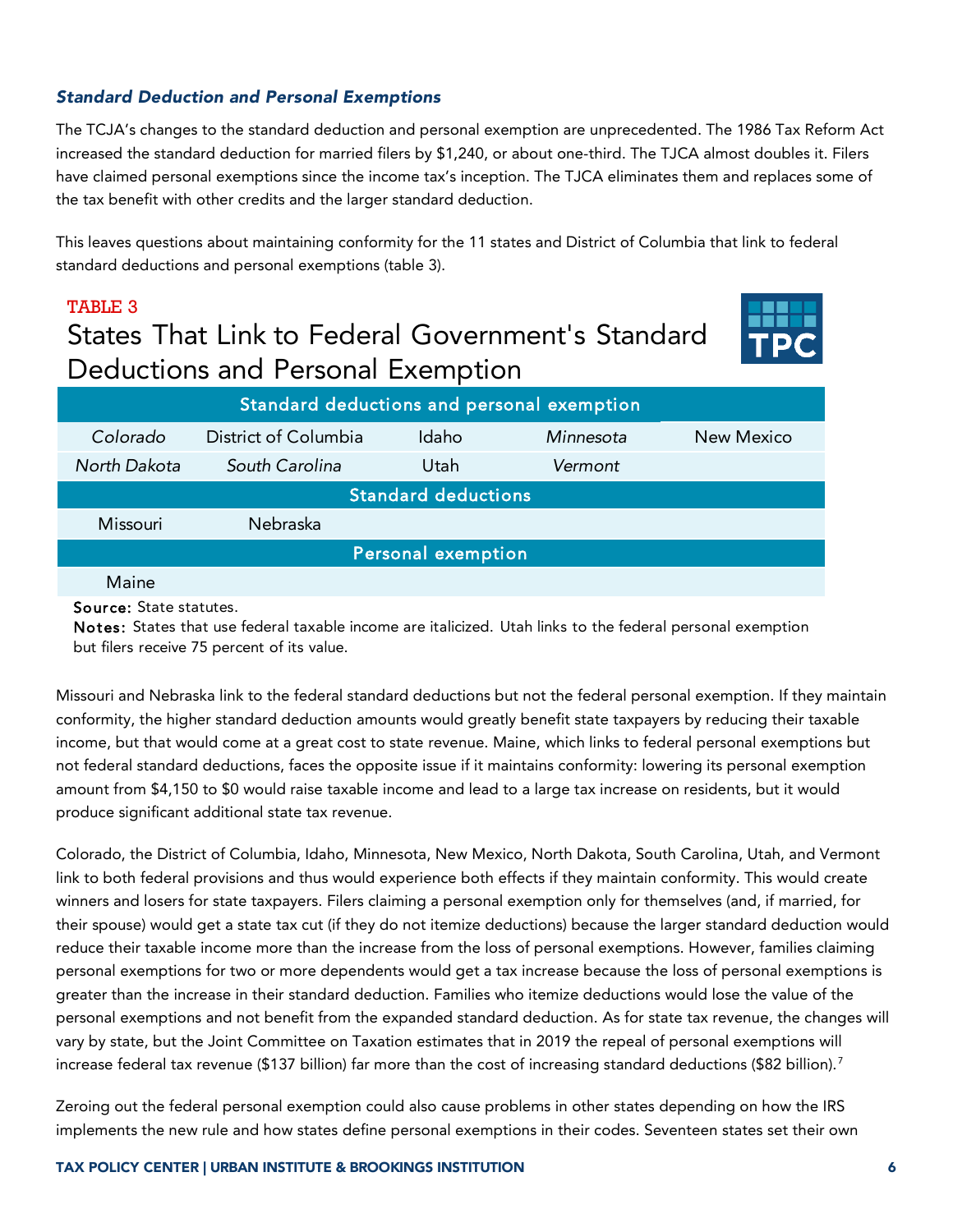### *Standard Deduction and Personal Exemptions*

The TCJA's changes to the standard deduction and personal exemption are unprecedented. The 1986 Tax Reform Act increased the standard deduction for married filers by $1,240, or about one-third. The TJCA almost doubles it. Filers have claimed personal exemptions since the income tax's inception. The TJCA eliminates them and replaces some of the tax benefit with other credits and the larger standard deduction.

This leaves questions about maintaining conformity for the 11 states and District of Columbia that link to federal standard deductions and personal exemptions (table 3).

TABLE 3

## States That Link to Federal Government's Standard Deductions and Personal Exemption

| Standard deductions and personal exemption | | | | |
|---|---|---|---|---|
| *Colorado* | District of Columbia | Idaho | *Minnesota* | New Mexico |
| *North Dakota* | *South Carolina* | Utah | *Vermont* | |
| **Standard deductions** | | | | |
| Missouri | Nebraska | | | |
| **Personal exemption** | | | | |
| Maine | | | | |

**Source:** State statutes.

**Notes:** States that use federal taxable income are italicized. Utah links to the federal personal exemption but filers receive 75 percent of its value.

Missouri and Nebraska link to the federal standard deductions but not the federal personal exemption. If they maintain conformity, the higher standard deduction amounts would greatly benefit state taxpayers by reducing their taxable income, but that would come at a great cost to state revenue. Maine, which links to federal personal exemptions but not federal standard deductions, faces the opposite issue if it maintains conformity: lowering its personal exemption amount from $4,150 to $0 would raise taxable income and lead to a large tax increase on residents, but it would produce significant additional state tax revenue.

Colorado, the District of Columbia, Idaho, Minnesota, New Mexico, North Dakota, South Carolina, Utah, and Vermont link to both federal provisions and thus would experience both effects if they maintain conformity. This would create winners and losers for state taxpayers. Filers claiming a personal exemption only for themselves (and, if married, for their spouse) would get a state tax cut (if they do not itemize deductions) because the larger standard deduction would reduce their taxable income more than the increase from the loss of personal exemptions. However, families claiming personal exemptions for two or more dependents would get a tax increase because the loss of personal exemptions is greater than the increase in their standard deduction. Families who itemize deductions would lose the value of the personal exemptions and not benefit from the expanded standard deduction. As for state tax revenue, the changes will vary by state, but the Joint Committee on Taxation estimates that in 2019 the repeal of personal exemptions will increase federal tax revenue ($137 billion) far more than the cost of increasing standard deductions ($82 billion).[7]

Zeroing out the federal personal exemption could also cause problems in other states depending on how the IRS implements the new rule and how states define personal exemptions in their codes. Seventeen states set their own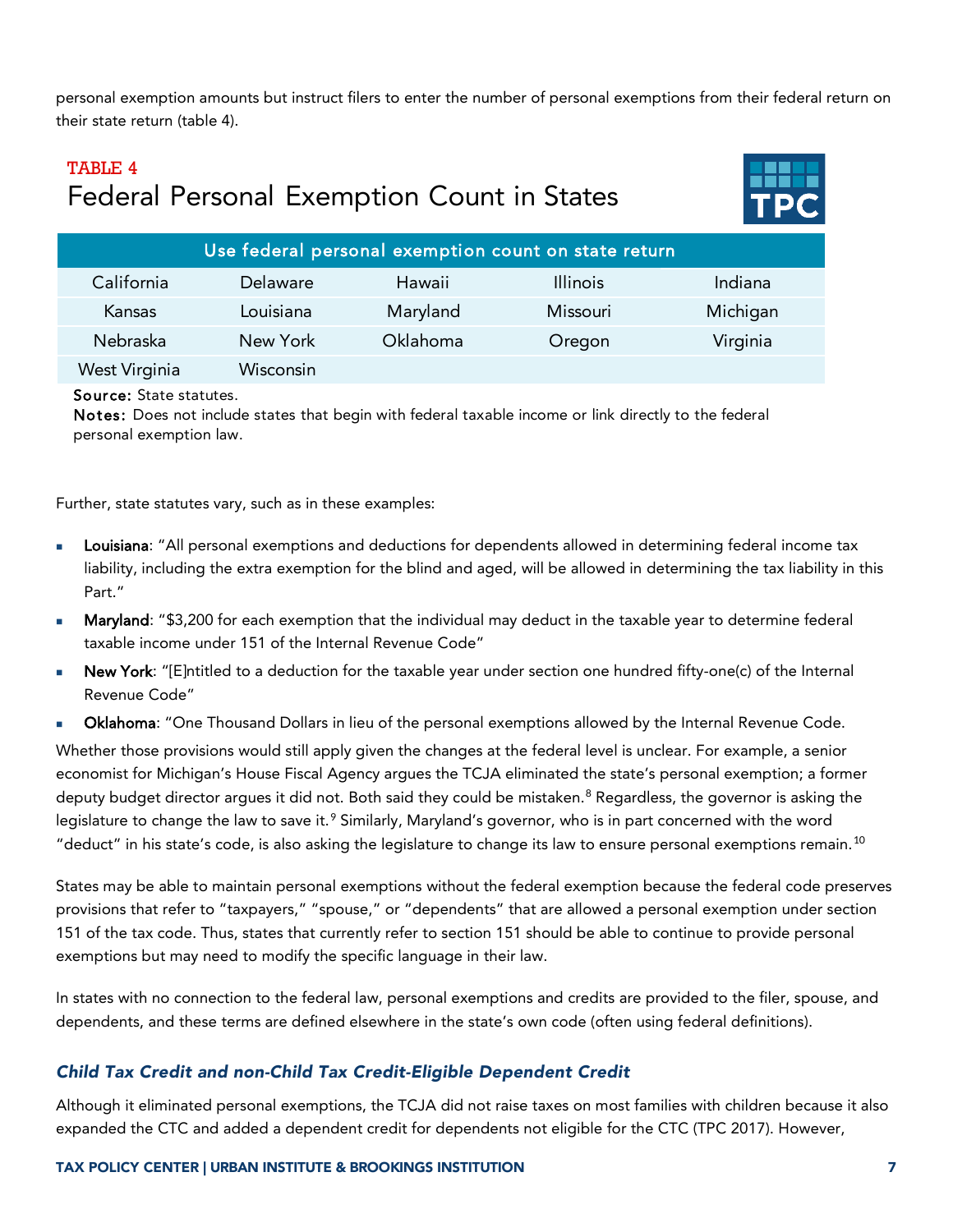personal exemption amounts but instruct filers to enter the number of personal exemptions from their federal return on their state return (table 4).

TABLE 4

## Federal Personal Exemption Count in States

| Use federal personal exemption count on state return | | | | |
|---|---|---|---|---|
| California | Delaware | Hawaii | Illinois | Indiana |
| Kansas | Louisiana | Maryland | Missouri | Michigan |
| Nebraska | New York | Oklahoma | Oregon | Virginia |
| West Virginia | Wisconsin | | | |

**Source:** State statutes.
**Notes:** Does not include states that begin with federal taxable income or link directly to the federal personal exemption law.

Further, state statutes vary, such as in these examples:

- **Louisiana**: "All personal exemptions and deductions for dependents allowed in determining federal income tax liability, including the extra exemption for the blind and aged, will be allowed in determining the tax liability in this Part."
- **Maryland**: "$3,200 for each exemption that the individual may deduct in the taxable year to determine federal taxable income under 151 of the Internal Revenue Code"
- **New York**: "[E]ntitled to a deduction for the taxable year under section one hundred fifty-one(c) of the Internal Revenue Code"
- **Oklahoma**: "One Thousand Dollars in lieu of the personal exemptions allowed by the Internal Revenue Code.

Whether those provisions would still apply given the changes at the federal level is unclear. For example, a senior economist for Michigan's House Fiscal Agency argues the TCJA eliminated the state's personal exemption; a former deputy budget director argues it did not. Both said they could be mistaken.[8] Regardless, the governor is asking the legislature to change the law to save it.[9] Similarly, Maryland's governor, who is in part concerned with the word "deduct" in his state's code, is also asking the legislature to change its law to ensure personal exemptions remain.[10]

States may be able to maintain personal exemptions without the federal exemption because the federal code preserves provisions that refer to "taxpayers," "spouse," or "dependents" that are allowed a personal exemption under section 151 of the tax code. Thus, states that currently refer to section 151 should be able to continue to provide personal exemptions but may need to modify the specific language in their law.

In states with no connection to the federal law, personal exemptions and credits are provided to the filer, spouse, and dependents, and these terms are defined elsewhere in the state's own code (often using federal definitions).

### *Child Tax Credit and non-Child Tax Credit-Eligible Dependent Credit*

Although it eliminated personal exemptions, the TCJA did not raise taxes on most families with children because it also expanded the CTC and added a dependent credit for dependents not eligible for the CTC (TPC 2017). However,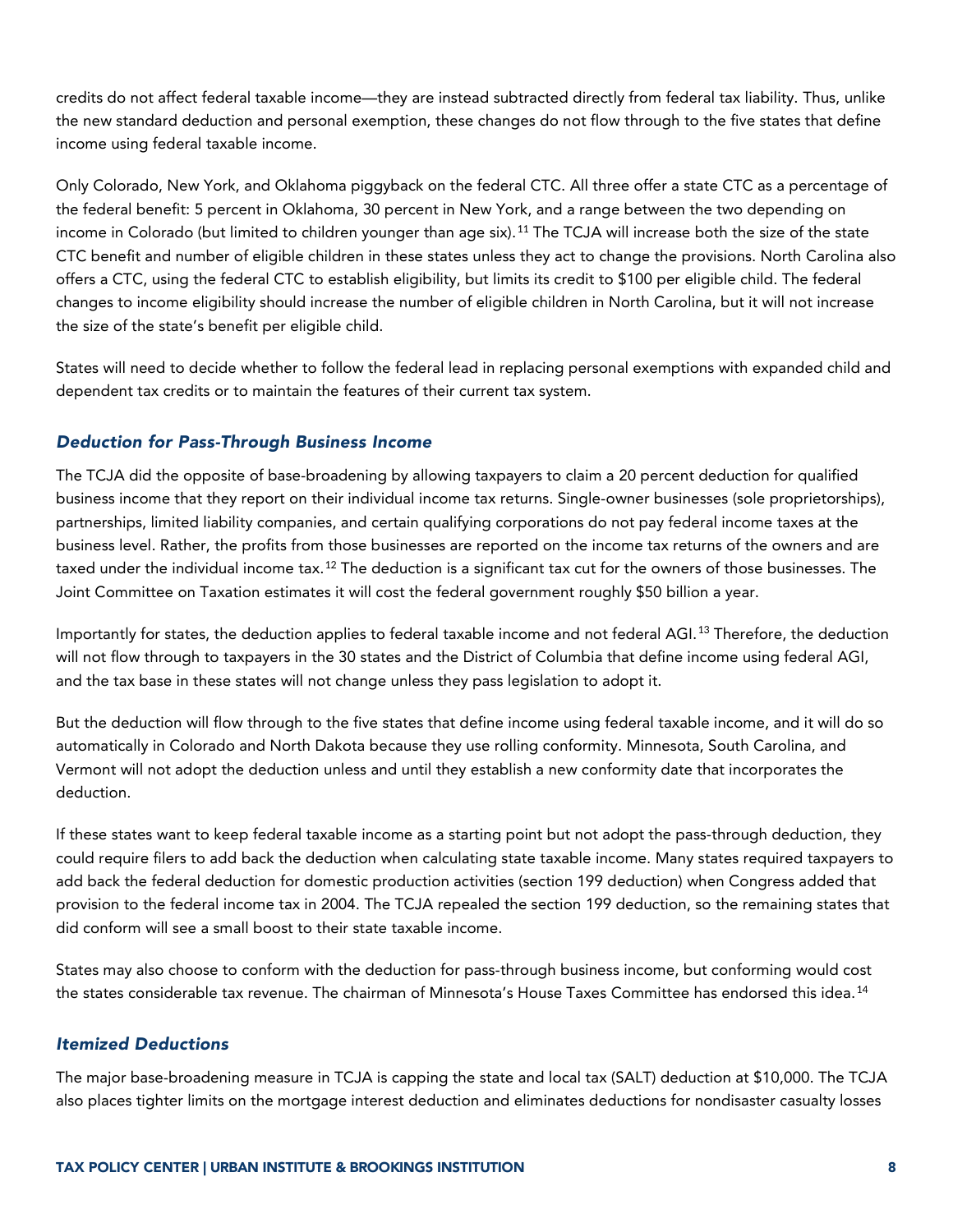credits do not affect federal taxable income—they are instead subtracted directly from federal tax liability. Thus, unlike the new standard deduction and personal exemption, these changes do not flow through to the five states that define income using federal taxable income.

Only Colorado, New York, and Oklahoma piggyback on the federal CTC. All three offer a state CTC as a percentage of the federal benefit: 5 percent in Oklahoma, 30 percent in New York, and a range between the two depending on income in Colorado (but limited to children younger than age six).[11] The TCJA will increase both the size of the state CTC benefit and number of eligible children in these states unless they act to change the provisions. North Carolina also offers a CTC, using the federal CTC to establish eligibility, but limits its credit to $100 per eligible child. The federal changes to income eligibility should increase the number of eligible children in North Carolina, but it will not increase the size of the state's benefit per eligible child.

States will need to decide whether to follow the federal lead in replacing personal exemptions with expanded child and dependent tax credits or to maintain the features of their current tax system.

### *Deduction for Pass-Through Business Income*

The TCJA did the opposite of base-broadening by allowing taxpayers to claim a 20 percent deduction for qualified business income that they report on their individual income tax returns. Single-owner businesses (sole proprietorships), partnerships, limited liability companies, and certain qualifying corporations do not pay federal income taxes at the business level. Rather, the profits from those businesses are reported on the income tax returns of the owners and are taxed under the individual income tax.[12] The deduction is a significant tax cut for the owners of those businesses. The Joint Committee on Taxation estimates it will cost the federal government roughly $50 billion a year.

Importantly for states, the deduction applies to federal taxable income and not federal AGI.[13] Therefore, the deduction will not flow through to taxpayers in the 30 states and the District of Columbia that define income using federal AGI, and the tax base in these states will not change unless they pass legislation to adopt it.

But the deduction will flow through to the five states that define income using federal taxable income, and it will do so automatically in Colorado and North Dakota because they use rolling conformity. Minnesota, South Carolina, and Vermont will not adopt the deduction unless and until they establish a new conformity date that incorporates the deduction.

If these states want to keep federal taxable income as a starting point but not adopt the pass-through deduction, they could require filers to add back the deduction when calculating state taxable income. Many states required taxpayers to add back the federal deduction for domestic production activities (section 199 deduction) when Congress added that provision to the federal income tax in 2004. The TCJA repealed the section 199 deduction, so the remaining states that did conform will see a small boost to their state taxable income.

States may also choose to conform with the deduction for pass-through business income, but conforming would cost the states considerable tax revenue. The chairman of Minnesota's House Taxes Committee has endorsed this idea.[14]

### *Itemized Deductions*

The major base-broadening measure in TCJA is capping the state and local tax (SALT) deduction at $10,000. The TCJA also places tighter limits on the mortgage interest deduction and eliminates deductions for nondisaster casualty losses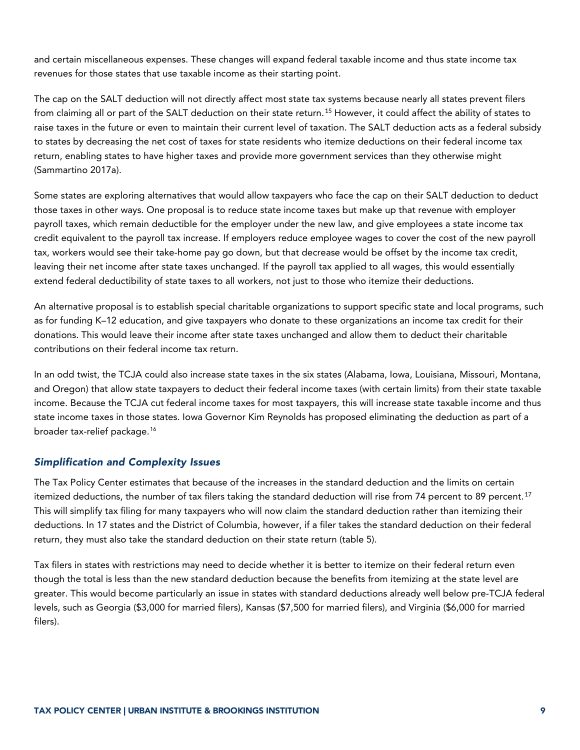and certain miscellaneous expenses. These changes will expand federal taxable income and thus state income tax revenues for those states that use taxable income as their starting point.

The cap on the SALT deduction will not directly affect most state tax systems because nearly all states prevent filers from claiming all or part of the SALT deduction on their state return.[15] However, it could affect the ability of states to raise taxes in the future or even to maintain their current level of taxation. The SALT deduction acts as a federal subsidy to states by decreasing the net cost of taxes for state residents who itemize deductions on their federal income tax return, enabling states to have higher taxes and provide more government services than they otherwise might (Sammartino 2017a).

Some states are exploring alternatives that would allow taxpayers who face the cap on their SALT deduction to deduct those taxes in other ways. One proposal is to reduce state income taxes but make up that revenue with employer payroll taxes, which remain deductible for the employer under the new law, and give employees a state income tax credit equivalent to the payroll tax increase. If employers reduce employee wages to cover the cost of the new payroll tax, workers would see their take-home pay go down, but that decrease would be offset by the income tax credit, leaving their net income after state taxes unchanged. If the payroll tax applied to all wages, this would essentially extend federal deductibility of state taxes to all workers, not just to those who itemize their deductions.

An alternative proposal is to establish special charitable organizations to support specific state and local programs, such as for funding K–12 education, and give taxpayers who donate to these organizations an income tax credit for their donations. This would leave their income after state taxes unchanged and allow them to deduct their charitable contributions on their federal income tax return.

In an odd twist, the TCJA could also increase state taxes in the six states (Alabama, Iowa, Louisiana, Missouri, Montana, and Oregon) that allow state taxpayers to deduct their federal income taxes (with certain limits) from their state taxable income. Because the TCJA cut federal income taxes for most taxpayers, this will increase state taxable income and thus state income taxes in those states. Iowa Governor Kim Reynolds has proposed eliminating the deduction as part of a broader tax-relief package.[16]

### *Simplification and Complexity Issues*

The Tax Policy Center estimates that because of the increases in the standard deduction and the limits on certain itemized deductions, the number of tax filers taking the standard deduction will rise from 74 percent to 89 percent.[17] This will simplify tax filing for many taxpayers who will now claim the standard deduction rather than itemizing their deductions. In 17 states and the District of Columbia, however, if a filer takes the standard deduction on their federal return, they must also take the standard deduction on their state return (table 5).

Tax filers in states with restrictions may need to decide whether it is better to itemize on their federal return even though the total is less than the new standard deduction because the benefits from itemizing at the state level are greater. This would become particularly an issue in states with standard deductions already well below pre-TCJA federal levels, such as Georgia ($3,000 for married filers), Kansas ($7,500 for married filers), and Virginia ($6,000 for married filers).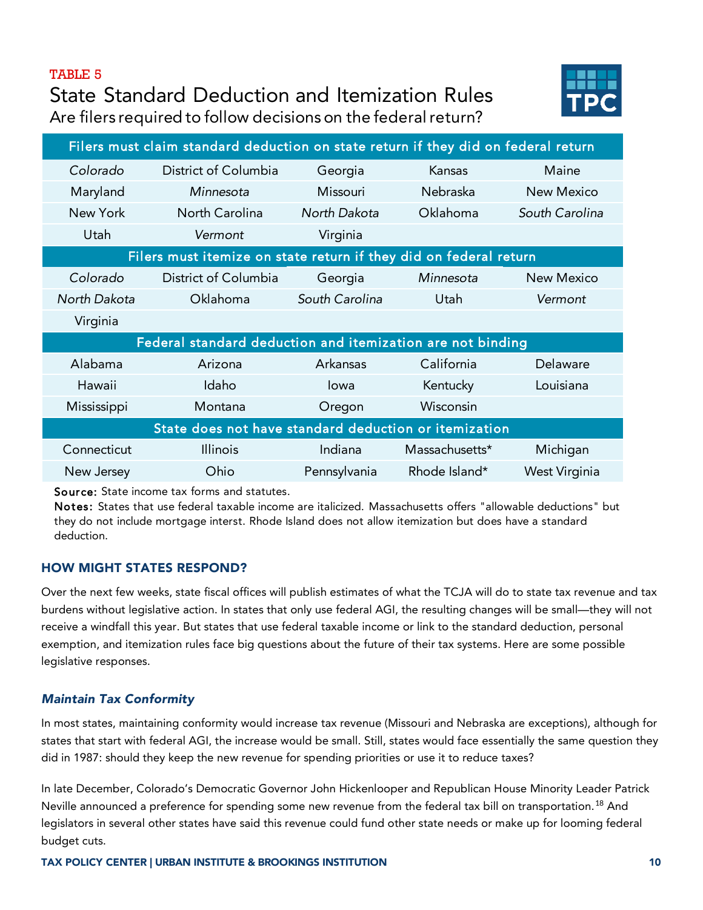TABLE 5

## State Standard Deduction and Itemization Rules

Are filers required to follow decisions on the federal return?

| Filers must claim standard deduction on state return if they did on federal return | | | | |
|---|---|---|---|---|
| *Colorado* | District of Columbia | Georgia | Kansas | Maine |
| Maryland | *Minnesota* | Missouri | Nebraska | New Mexico |
| New York | North Carolina | *North Dakota* | Oklahoma | *South Carolina* |
| Utah | *Vermont* | Virginia | | |
| **Filers must itemize on state return if they did on federal return** | | | | |
| *Colorado* | District of Columbia | Georgia | *Minnesota* | New Mexico |
| *North Dakota* | Oklahoma | *South Carolina* | Utah | *Vermont* |
| Virginia | | | | |
| **Federal standard deduction and itemization are not binding** | | | | |
| Alabama | Arizona | Arkansas | California | Delaware |
| Hawaii | Idaho | Iowa | Kentucky | Louisiana |
| Mississippi | Montana | Oregon | Wisconsin | |
| **State does not have standard deduction or itemization** | | | | |
| Connecticut | Illinois | Indiana | Massachusetts* | Michigan |
| New Jersey | Ohio | Pennsylvania | Rhode Island* | West Virginia |

**Source:** State income tax forms and statutes.

**Notes:** States that use federal taxable income are italicized. Massachusetts offers "allowable deductions" but they do not include mortgage interst. Rhode Island does not allow itemization but does have a standard deduction.

### HOW MIGHT STATES RESPOND?

Over the next few weeks, state fiscal offices will publish estimates of what the TCJA will do to state tax revenue and tax burdens without legislative action. In states that only use federal AGI, the resulting changes will be small—they will not receive a windfall this year. But states that use federal taxable income or link to the standard deduction, personal exemption, and itemization rules face big questions about the future of their tax systems. Here are some possible legislative responses.

#### *Maintain Tax Conformity*

In most states, maintaining conformity would increase tax revenue (Missouri and Nebraska are exceptions), although for states that start with federal AGI, the increase would be small. Still, states would face essentially the same question they did in 1987: should they keep the new revenue for spending priorities or use it to reduce taxes?

In late December, Colorado's Democratic Governor John Hickenlooper and Republican House Minority Leader Patrick Neville announced a preference for spending some new revenue from the federal tax bill on transportation.[18] And legislators in several other states have said this revenue could fund other state needs or make up for looming federal budget cuts.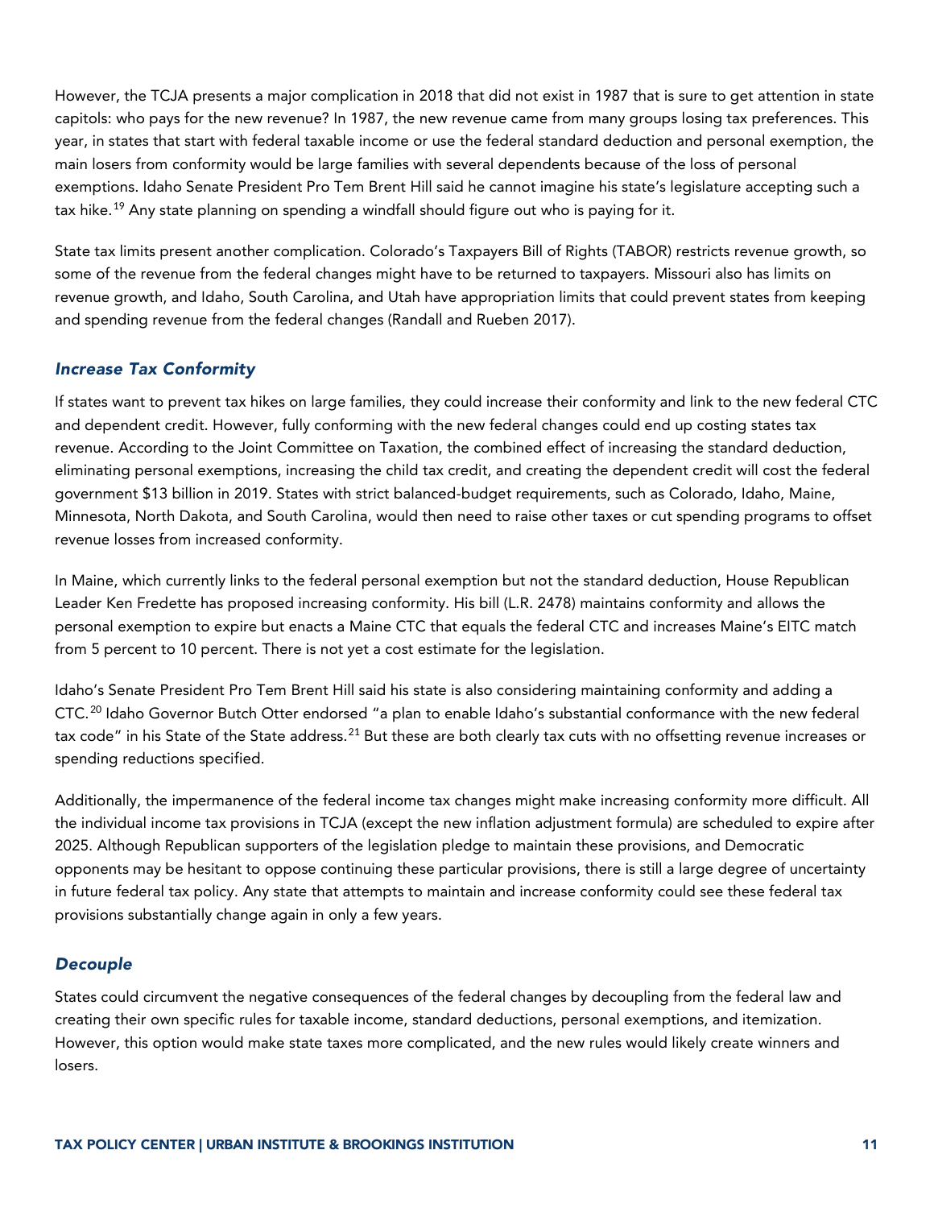However, the TCJA presents a major complication in 2018 that did not exist in 1987 that is sure to get attention in state capitols: who pays for the new revenue? In 1987, the new revenue came from many groups losing tax preferences. This year, in states that start with federal taxable income or use the federal standard deduction and personal exemption, the main losers from conformity would be large families with several dependents because of the loss of personal exemptions. Idaho Senate President Pro Tem Brent Hill said he cannot imagine his state's legislature accepting such a tax hike.[19] Any state planning on spending a windfall should figure out who is paying for it.

State tax limits present another complication. Colorado's Taxpayers Bill of Rights (TABOR) restricts revenue growth, so some of the revenue from the federal changes might have to be returned to taxpayers. Missouri also has limits on revenue growth, and Idaho, South Carolina, and Utah have appropriation limits that could prevent states from keeping and spending revenue from the federal changes (Randall and Rueben 2017).

### *Increase Tax Conformity*

If states want to prevent tax hikes on large families, they could increase their conformity and link to the new federal CTC and dependent credit. However, fully conforming with the new federal changes could end up costing states tax revenue. According to the Joint Committee on Taxation, the combined effect of increasing the standard deduction, eliminating personal exemptions, increasing the child tax credit, and creating the dependent credit will cost the federal government $13 billion in 2019. States with strict balanced-budget requirements, such as Colorado, Idaho, Maine, Minnesota, North Dakota, and South Carolina, would then need to raise other taxes or cut spending programs to offset revenue losses from increased conformity.

In Maine, which currently links to the federal personal exemption but not the standard deduction, House Republican Leader Ken Fredette has proposed increasing conformity. His bill (L.R. 2478) maintains conformity and allows the personal exemption to expire but enacts a Maine CTC that equals the federal CTC and increases Maine's EITC match from 5 percent to 10 percent. There is not yet a cost estimate for the legislation.

Idaho's Senate President Pro Tem Brent Hill said his state is also considering maintaining conformity and adding a CTC.[20] Idaho Governor Butch Otter endorsed "a plan to enable Idaho's substantial conformance with the new federal tax code" in his State of the State address.[21] But these are both clearly tax cuts with no offsetting revenue increases or spending reductions specified.

Additionally, the impermanence of the federal income tax changes might make increasing conformity more difficult. All the individual income tax provisions in TCJA (except the new inflation adjustment formula) are scheduled to expire after 2025. Although Republican supporters of the legislation pledge to maintain these provisions, and Democratic opponents may be hesitant to oppose continuing these particular provisions, there is still a large degree of uncertainty in future federal tax policy. Any state that attempts to maintain and increase conformity could see these federal tax provisions substantially change again in only a few years.

### *Decouple*

States could circumvent the negative consequences of the federal changes by decoupling from the federal law and creating their own specific rules for taxable income, standard deductions, personal exemptions, and itemization. However, this option would make state taxes more complicated, and the new rules would likely create winners and losers.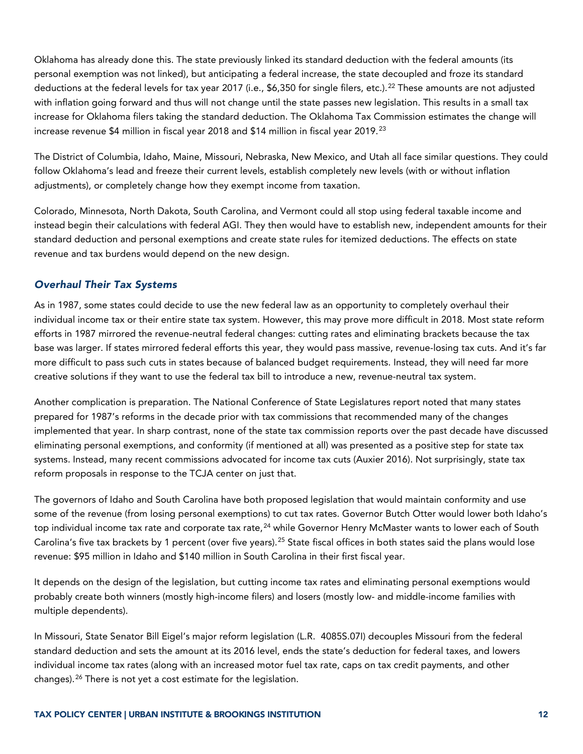Oklahoma has already done this. The state previously linked its standard deduction with the federal amounts (its personal exemption was not linked), but anticipating a federal increase, the state decoupled and froze its standard deductions at the federal levels for tax year 2017 (i.e., $6,350 for single filers, etc.).[22] These amounts are not adjusted with inflation going forward and thus will not change until the state passes new legislation. This results in a small tax increase for Oklahoma filers taking the standard deduction. The Oklahoma Tax Commission estimates the change will increase revenue $4 million in fiscal year 2018 and $14 million in fiscal year 2019.[23]

The District of Columbia, Idaho, Maine, Missouri, Nebraska, New Mexico, and Utah all face similar questions. They could follow Oklahoma's lead and freeze their current levels, establish completely new levels (with or without inflation adjustments), or completely change how they exempt income from taxation.

Colorado, Minnesota, North Dakota, South Carolina, and Vermont could all stop using federal taxable income and instead begin their calculations with federal AGI. They then would have to establish new, independent amounts for their standard deduction and personal exemptions and create state rules for itemized deductions. The effects on state revenue and tax burdens would depend on the new design.

### *Overhaul Their Tax Systems*

As in 1987, some states could decide to use the new federal law as an opportunity to completely overhaul their individual income tax or their entire state tax system. However, this may prove more difficult in 2018. Most state reform efforts in 1987 mirrored the revenue-neutral federal changes: cutting rates and eliminating brackets because the tax base was larger. If states mirrored federal efforts this year, they would pass massive, revenue-losing tax cuts. And it's far more difficult to pass such cuts in states because of balanced budget requirements. Instead, they will need far more creative solutions if they want to use the federal tax bill to introduce a new, revenue-neutral tax system.

Another complication is preparation. The National Conference of State Legislatures report noted that many states prepared for 1987's reforms in the decade prior with tax commissions that recommended many of the changes implemented that year. In sharp contrast, none of the state tax commission reports over the past decade have discussed eliminating personal exemptions, and conformity (if mentioned at all) was presented as a positive step for state tax systems. Instead, many recent commissions advocated for income tax cuts (Auxier 2016). Not surprisingly, state tax reform proposals in response to the TCJA center on just that.

The governors of Idaho and South Carolina have both proposed legislation that would maintain conformity and use some of the revenue (from losing personal exemptions) to cut tax rates. Governor Butch Otter would lower both Idaho's top individual income tax rate and corporate tax rate,[24] while Governor Henry McMaster wants to lower each of South Carolina's five tax brackets by 1 percent (over five years).[25] State fiscal offices in both states said the plans would lose revenue: $95 million in Idaho and $140 million in South Carolina in their first fiscal year.

It depends on the design of the legislation, but cutting income tax rates and eliminating personal exemptions would probably create both winners (mostly high-income filers) and losers (mostly low- and middle-income families with multiple dependents).

In Missouri, State Senator Bill Eigel's major reform legislation (L.R. 4085S.07I) decouples Missouri from the federal standard deduction and sets the amount at its 2016 level, ends the state's deduction for federal taxes, and lowers individual income tax rates (along with an increased motor fuel tax rate, caps on tax credit payments, and other changes).[26] There is not yet a cost estimate for the legislation.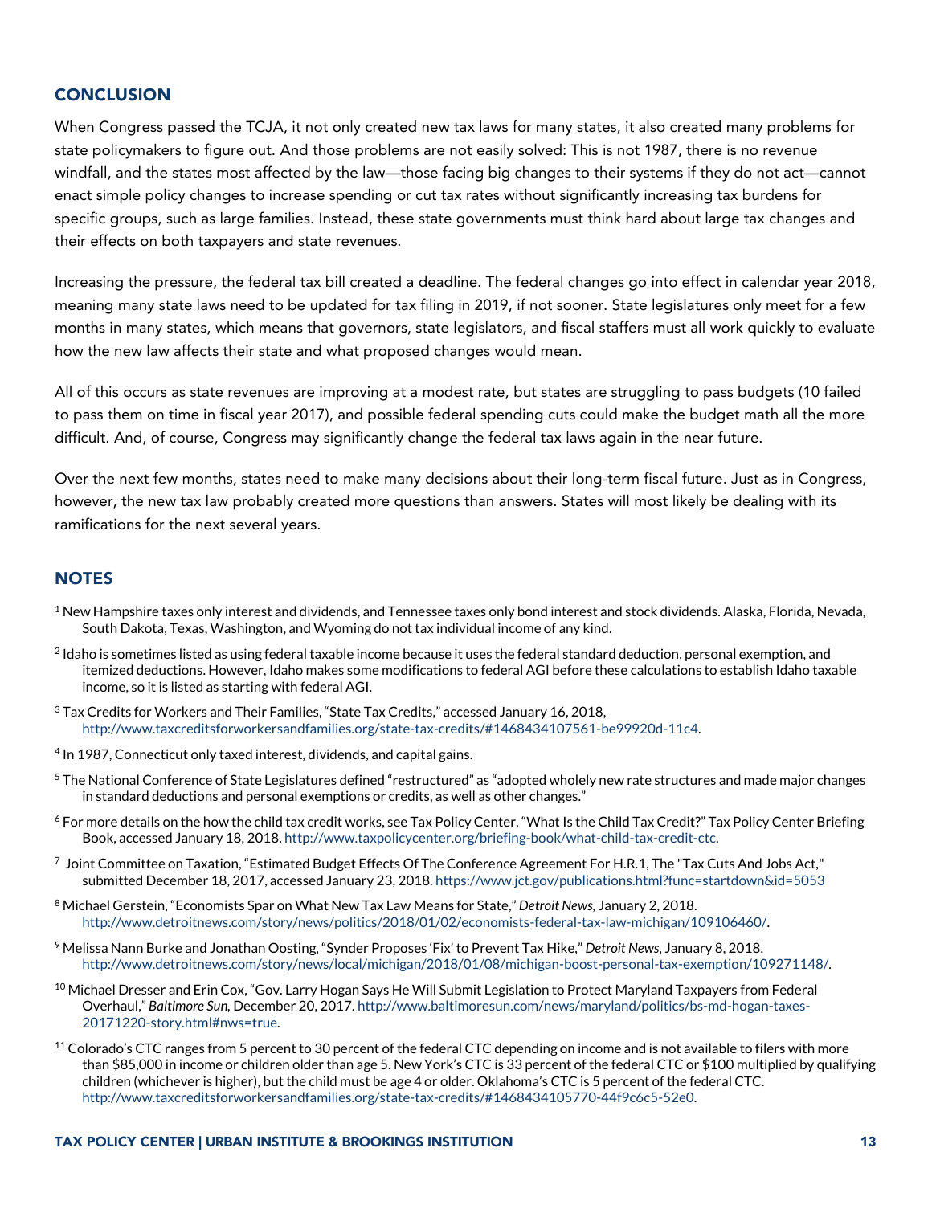## CONCLUSION

When Congress passed the TCJA, it not only created new tax laws for many states, it also created many problems for state policymakers to figure out. And those problems are not easily solved: This is not 1987, there is no revenue windfall, and the states most affected by the law—those facing big changes to their systems if they do not act—cannot enact simple policy changes to increase spending or cut tax rates without significantly increasing tax burdens for specific groups, such as large families. Instead, these state governments must think hard about large tax changes and their effects on both taxpayers and state revenues.

Increasing the pressure, the federal tax bill created a deadline. The federal changes go into effect in calendar year 2018, meaning many state laws need to be updated for tax filing in 2019, if not sooner. State legislatures only meet for a few months in many states, which means that governors, state legislators, and fiscal staffers must all work quickly to evaluate how the new law affects their state and what proposed changes would mean.

All of this occurs as state revenues are improving at a modest rate, but states are struggling to pass budgets (10 failed to pass them on time in fiscal year 2017), and possible federal spending cuts could make the budget math all the more difficult. And, of course, Congress may significantly change the federal tax laws again in the near future.

Over the next few months, states need to make many decisions about their long-term fiscal future. Just as in Congress, however, the new tax law probably created more questions than answers. States will most likely be dealing with its ramifications for the next several years.

## NOTES

[1] New Hampshire taxes only interest and dividends, and Tennessee taxes only bond interest and stock dividends. Alaska, Florida, Nevada, South Dakota, Texas, Washington, and Wyoming do not tax individual income of any kind.

[2] Idaho is sometimes listed as using federal taxable income because it uses the federal standard deduction, personal exemption, and itemized deductions. However, Idaho makes some modifications to federal AGI before these calculations to establish Idaho taxable income, so it is listed as starting with federal AGI.

[3] Tax Credits for Workers and Their Families, "State Tax Credits," accessed January 16, 2018, http://www.taxcreditsforworkersandfamilies.org/state-tax-credits/#1468434107561-be99920d-11c4.

[4] In 1987, Connecticut only taxed interest, dividends, and capital gains.

[5] The National Conference of State Legislatures defined "restructured" as "adopted wholely new rate structures and made major changes in standard deductions and personal exemptions or credits, as well as other changes."

[6] For more details on the how the child tax credit works, see Tax Policy Center, "What Is the Child Tax Credit?" Tax Policy Center Briefing Book, accessed January 18, 2018. http://www.taxpolicycenter.org/briefing-book/what-child-tax-credit-ctc.

[7] Joint Committee on Taxation, "Estimated Budget Effects Of The Conference Agreement For H.R.1, The "Tax Cuts And Jobs Act," submitted December 18, 2017, accessed January 23, 2018. https://www.jct.gov/publications.html?func=startdown&id=5053

[8] Michael Gerstein, "Economists Spar on What New Tax Law Means for State," *Detroit News*, January 2, 2018. http://www.detroitnews.com/story/news/politics/2018/01/02/economists-federal-tax-law-michigan/109106460/.

[9] Melissa Nann Burke and Jonathan Oosting, "Synder Proposes 'Fix' to Prevent Tax Hike," *Detroit News*, January 8, 2018. http://www.detroitnews.com/story/news/local/michigan/2018/01/08/michigan-boost-personal-tax-exemption/109271148/.

[10] Michael Dresser and Erin Cox, "Gov. Larry Hogan Says He Will Submit Legislation to Protect Maryland Taxpayers from Federal Overhaul," *Baltimore Sun*, December 20, 2017. http://www.baltimoresun.com/news/maryland/politics/bs-md-hogan-taxes-20171220-story.html#nws=true.

[11] Colorado's CTC ranges from 5 percent to 30 percent of the federal CTC depending on income and is not available to filers with more than $85,000 in income or children older than age 5. New York's CTC is 33 percent of the federal CTC or $100 multiplied by qualifying children (whichever is higher), but the child must be age 4 or older. Oklahoma's CTC is 5 percent of the federal CTC. http://www.taxcreditsforworkersandfamilies.org/state-tax-credits/#1468434105770-44f9c6c5-52e0.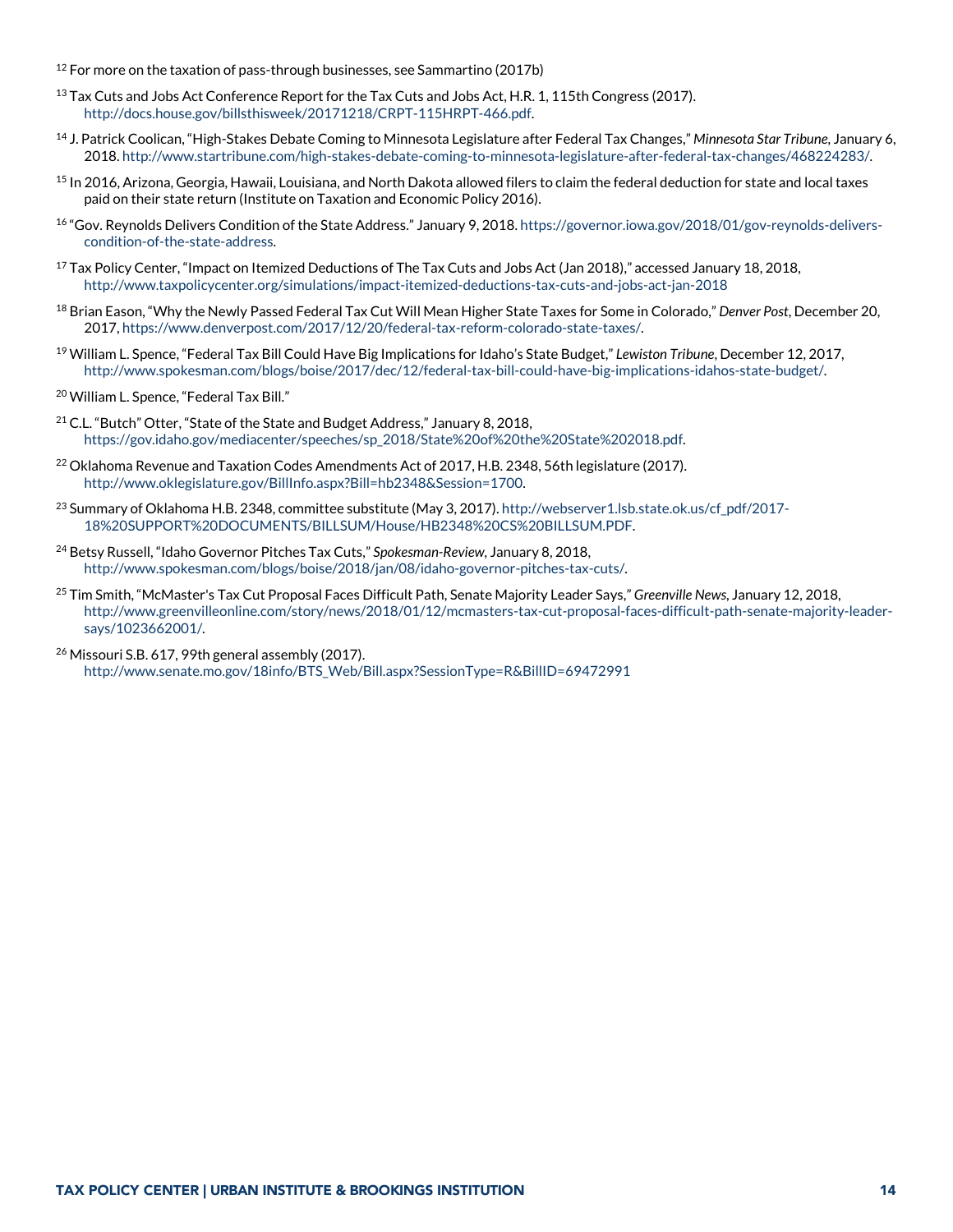[12] For more on the taxation of pass-through businesses, see Sammartino (2017b)

[13] Tax Cuts and Jobs Act Conference Report for the Tax Cuts and Jobs Act, H.R. 1, 115th Congress (2017). http://docs.house.gov/billsthisweek/20171218/CRPT-115HRPT-466.pdf.

[14] J. Patrick Coolican, "High-Stakes Debate Coming to Minnesota Legislature after Federal Tax Changes," *Minnesota Star Tribune*, January 6, 2018. http://www.startribune.com/high-stakes-debate-coming-to-minnesota-legislature-after-federal-tax-changes/468224283/.

[15] In 2016, Arizona, Georgia, Hawaii, Louisiana, and North Dakota allowed filers to claim the federal deduction for state and local taxes paid on their state return (Institute on Taxation and Economic Policy 2016).

[16] "Gov. Reynolds Delivers Condition of the State Address." January 9, 2018. https://governor.iowa.gov/2018/01/gov-reynolds-delivers-condition-of-the-state-address.

[17] Tax Policy Center, "Impact on Itemized Deductions of The Tax Cuts and Jobs Act (Jan 2018)," accessed January 18, 2018, http://www.taxpolicycenter.org/simulations/impact-itemized-deductions-tax-cuts-and-jobs-act-jan-2018

[18] Brian Eason, "Why the Newly Passed Federal Tax Cut Will Mean Higher State Taxes for Some in Colorado," *Denver Post*, December 20, 2017, https://www.denverpost.com/2017/12/20/federal-tax-reform-colorado-state-taxes/.

[19] William L. Spence, "Federal Tax Bill Could Have Big Implications for Idaho's State Budget," *Lewiston Tribune*, December 12, 2017, http://www.spokesman.com/blogs/boise/2017/dec/12/federal-tax-bill-could-have-big-implications-idahos-state-budget/.

[20] William L. Spence, "Federal Tax Bill."

[21] C.L. "Butch" Otter, "State of the State and Budget Address," January 8, 2018, https://gov.idaho.gov/mediacenter/speeches/sp_2018/State%20of%20the%20State%202018.pdf.

[22] Oklahoma Revenue and Taxation Codes Amendments Act of 2017, H.B. 2348, 56th legislature (2017). http://www.oklegislature.gov/BillInfo.aspx?Bill=hb2348&Session=1700.

[23] Summary of Oklahoma H.B. 2348, committee substitute (May 3, 2017). http://webserver1.lsb.state.ok.us/cf_pdf/2017-18%20SUPPORT%20DOCUMENTS/BILLSUM/House/HB2348%20CS%20BILLSUM.PDF.

[24] Betsy Russell, "Idaho Governor Pitches Tax Cuts," *Spokesman-Review*, January 8, 2018, http://www.spokesman.com/blogs/boise/2018/jan/08/idaho-governor-pitches-tax-cuts/.

[25] Tim Smith, "McMaster's Tax Cut Proposal Faces Difficult Path, Senate Majority Leader Says," *Greenville News*, January 12, 2018, http://www.greenvilleonline.com/story/news/2018/01/12/mcmasters-tax-cut-proposal-faces-difficult-path-senate-majority-leader-says/1023662001/.

[26] Missouri S.B. 617, 99th general assembly (2017). http://www.senate.mo.gov/18info/BTS_Web/Bill.aspx?SessionType=R&BillID=69472991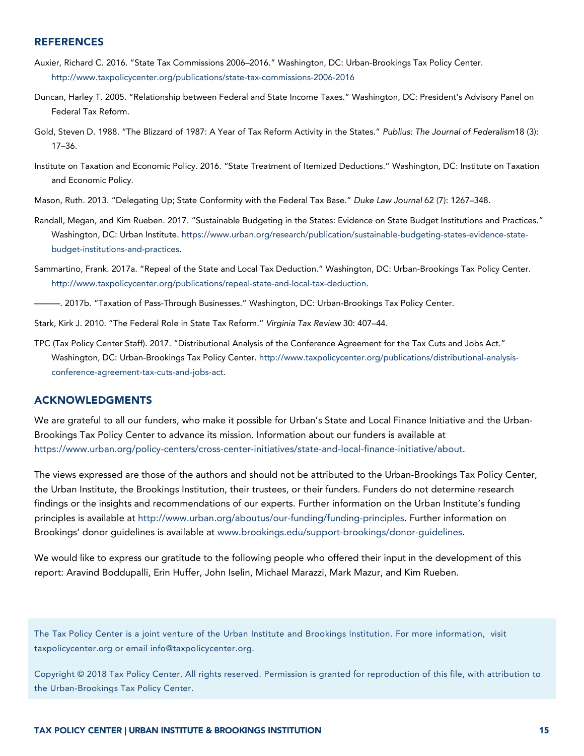## REFERENCES

Auxier, Richard C. 2016. "State Tax Commissions 2006–2016." Washington, DC: Urban-Brookings Tax Policy Center. http://www.taxpolicycenter.org/publications/state-tax-commissions-2006-2016

Duncan, Harley T. 2005. "Relationship between Federal and State Income Taxes." Washington, DC: President's Advisory Panel on Federal Tax Reform.

Gold, Steven D. 1988. "The Blizzard of 1987: A Year of Tax Reform Activity in the States." *Publius: The Journal of Federalism*18 (3): 17–36.

Institute on Taxation and Economic Policy. 2016. "State Treatment of Itemized Deductions." Washington, DC: Institute on Taxation and Economic Policy.

Mason, Ruth. 2013. "Delegating Up; State Conformity with the Federal Tax Base." *Duke Law Journal* 62 (7): 1267–348.

Randall, Megan, and Kim Rueben. 2017. "Sustainable Budgeting in the States: Evidence on State Budget Institutions and Practices." Washington, DC: Urban Institute. https://www.urban.org/research/publication/sustainable-budgeting-states-evidence-state-budget-institutions-and-practices.

Sammartino, Frank. 2017a. "Repeal of the State and Local Tax Deduction." Washington, DC: Urban-Brookings Tax Policy Center. http://www.taxpolicycenter.org/publications/repeal-state-and-local-tax-deduction.

———. 2017b. "Taxation of Pass-Through Businesses." Washington, DC: Urban-Brookings Tax Policy Center.

Stark, Kirk J. 2010. "The Federal Role in State Tax Reform." *Virginia Tax Review* 30: 407–44.

TPC (Tax Policy Center Staff). 2017. "Distributional Analysis of the Conference Agreement for the Tax Cuts and Jobs Act." Washington, DC: Urban-Brookings Tax Policy Center. http://www.taxpolicycenter.org/publications/distributional-analysis-conference-agreement-tax-cuts-and-jobs-act.

## ACKNOWLEDGMENTS

We are grateful to all our funders, who make it possible for Urban's State and Local Finance Initiative and the Urban-Brookings Tax Policy Center to advance its mission. Information about our funders is available at https://www.urban.org/policy-centers/cross-center-initiatives/state-and-local-finance-initiative/about.

The views expressed are those of the authors and should not be attributed to the Urban-Brookings Tax Policy Center, the Urban Institute, the Brookings Institution, their trustees, or their funders. Funders do not determine research findings or the insights and recommendations of our experts. Further information on the Urban Institute's funding principles is available at http://www.urban.org/aboutus/our-funding/funding-principles. Further information on Brookings' donor guidelines is available at www.brookings.edu/support-brookings/donor-guidelines.

We would like to express our gratitude to the following people who offered their input in the development of this report: Aravind Boddupalli, Erin Huffer, John Iselin, Michael Marazzi, Mark Mazur, and Kim Rueben.

The Tax Policy Center is a joint venture of the Urban Institute and Brookings Institution. For more information, visit taxpolicycenter.org or email info@taxpolicycenter.org.

Copyright © 2018 Tax Policy Center. All rights reserved. Permission is granted for reproduction of this file, with attribution to the Urban-Brookings Tax Policy Center.